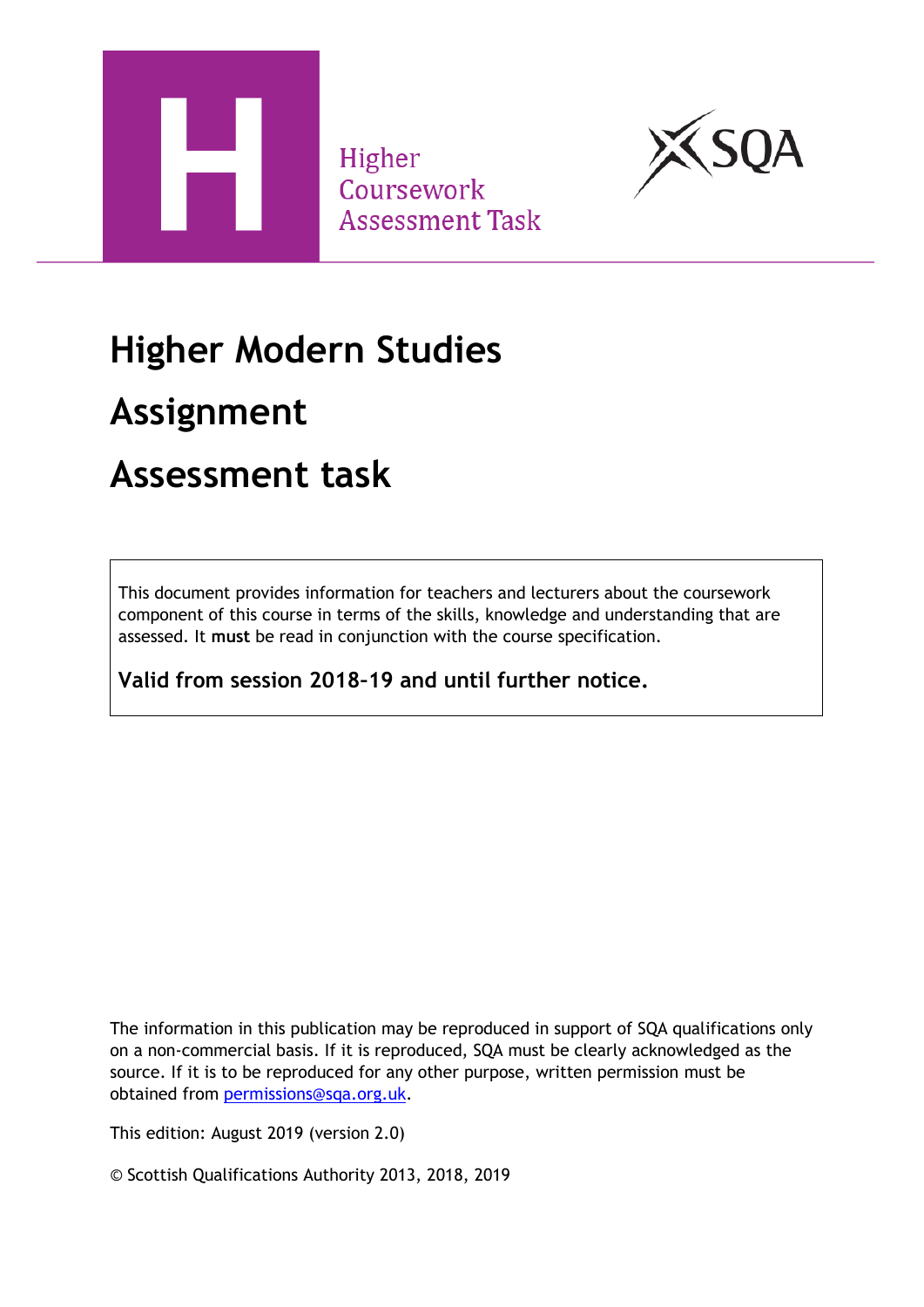Higher
Coursework
Assessment Task

# Higher Modern Studies

# Assignment

# Assessment task

This document provides information for teachers and lecturers about the coursework component of this course in terms of the skills, knowledge and understanding that are assessed. It **must** be read in conjunction with the course specification.

**Valid from session 2018–19 and until further notice.**

The information in this publication may be reproduced in support of SQA qualifications only on a non-commercial basis. If it is reproduced, SQA must be clearly acknowledged as the source. If it is to be reproduced for any other purpose, written permission must be obtained from permissions@sqa.org.uk.

This edition: August 2019 (version 2.0)

© Scottish Qualifications Authority 2013, 2018, 2019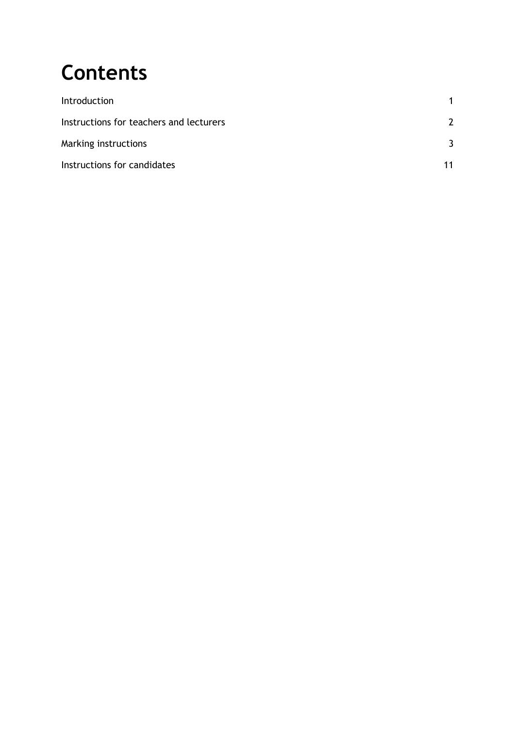# Contents

| | |
|---|---|
| Introduction | 1 |
| Instructions for teachers and lecturers | 2 |
| Marking instructions | 3 |
| Instructions for candidates | 11 |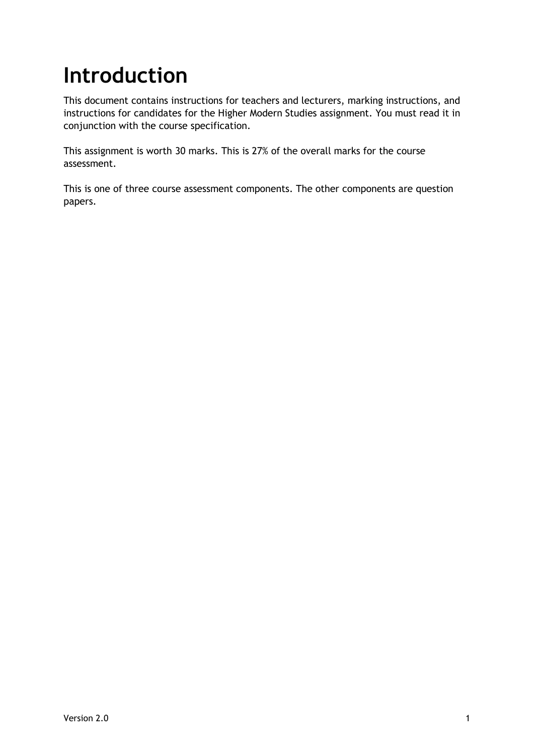# Introduction

This document contains instructions for teachers and lecturers, marking instructions, and instructions for candidates for the Higher Modern Studies assignment. You must read it in conjunction with the course specification.

This assignment is worth 30 marks. This is 27% of the overall marks for the course assessment.

This is one of three course assessment components. The other components are question papers.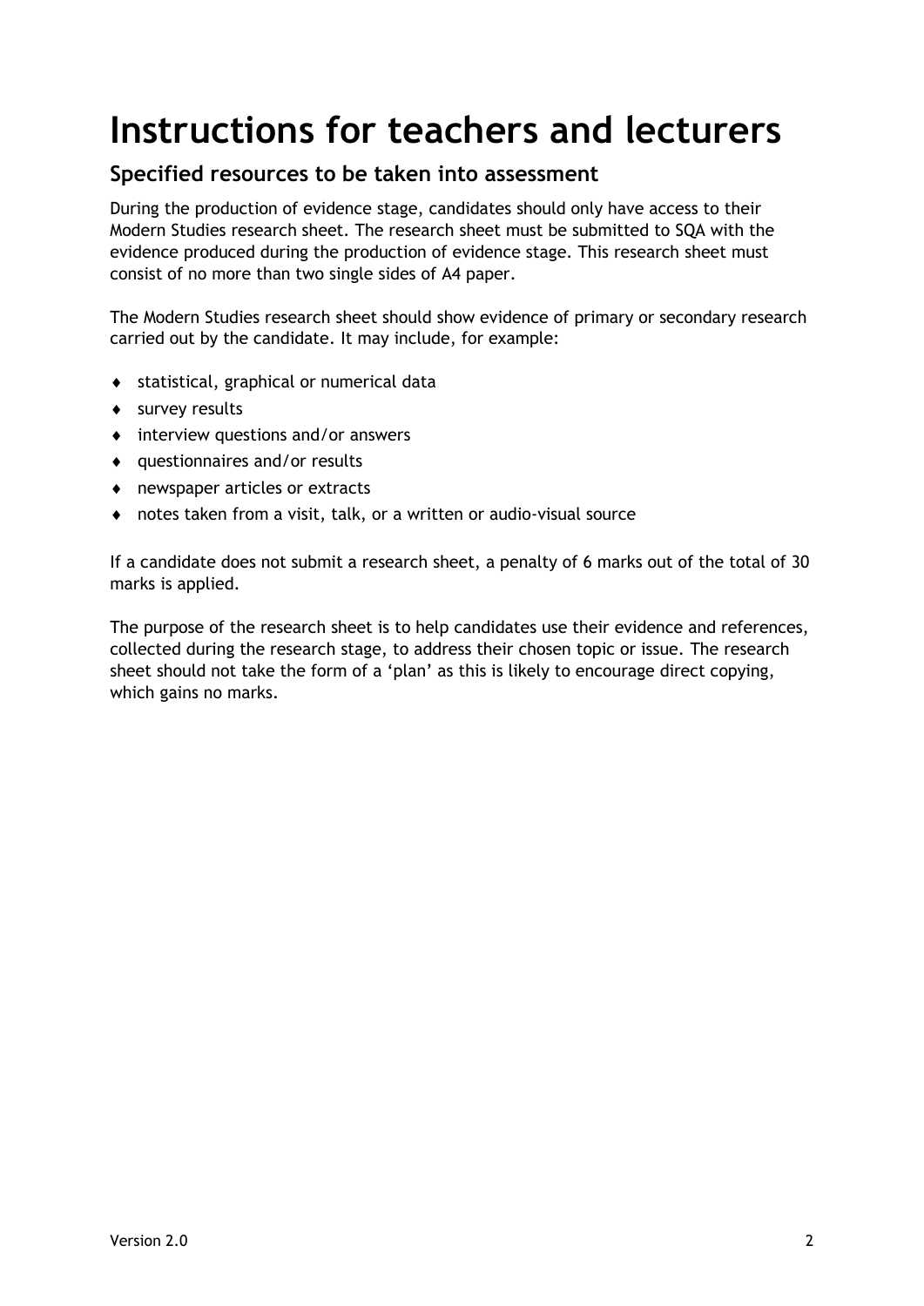# Instructions for teachers and lecturers

## Specified resources to be taken into assessment

During the production of evidence stage, candidates should only have access to their Modern Studies research sheet. The research sheet must be submitted to SQA with the evidence produced during the production of evidence stage. This research sheet must consist of no more than two single sides of A4 paper.

The Modern Studies research sheet should show evidence of primary or secondary research carried out by the candidate. It may include, for example:

- statistical, graphical or numerical data
- survey results
- interview questions and/or answers
- questionnaires and/or results
- newspaper articles or extracts
- notes taken from a visit, talk, or a written or audio-visual source

If a candidate does not submit a research sheet, a penalty of 6 marks out of the total of 30 marks is applied.

The purpose of the research sheet is to help candidates use their evidence and references, collected during the research stage, to address their chosen topic or issue. The research sheet should not take the form of a 'plan' as this is likely to encourage direct copying, which gains no marks.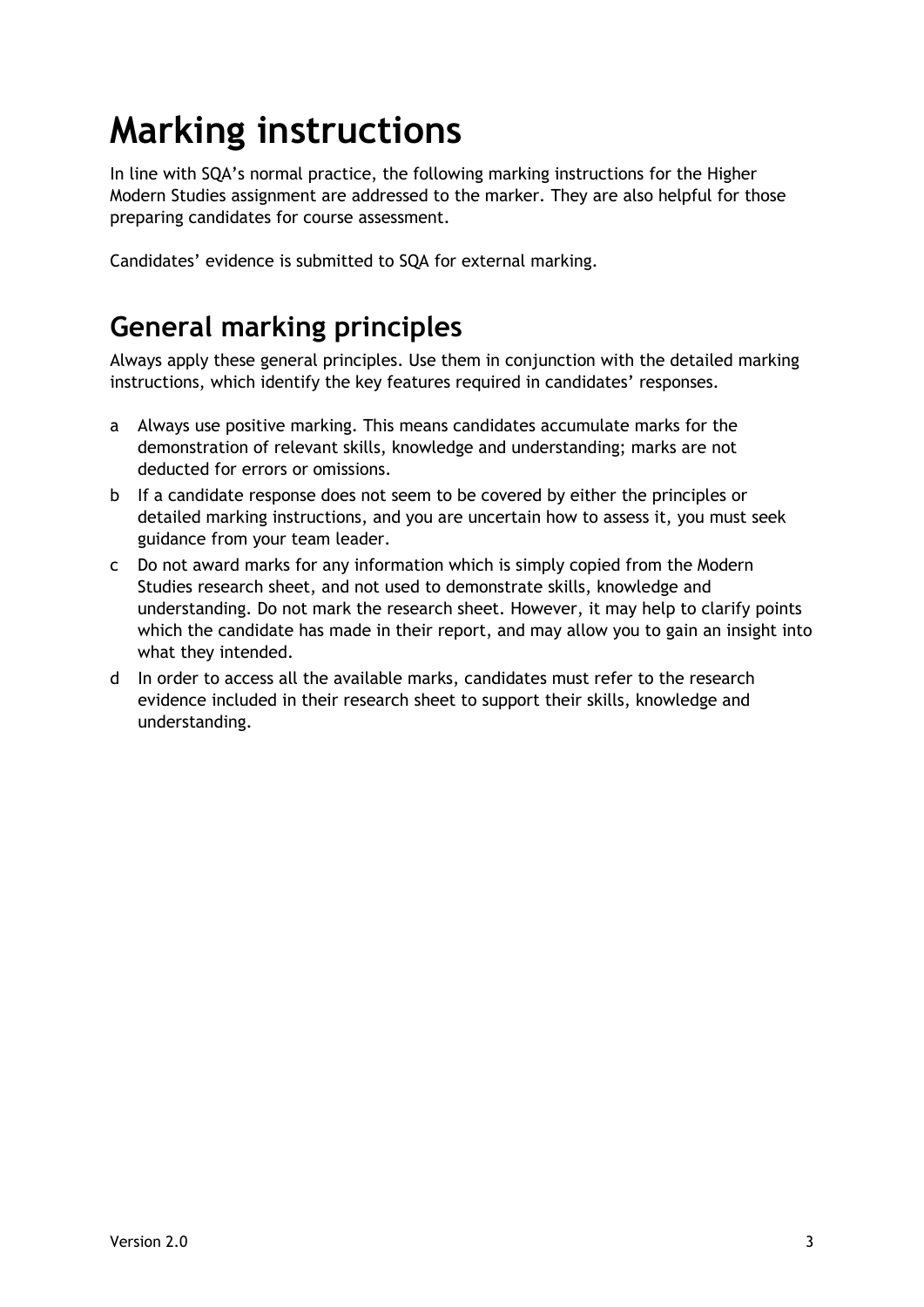# Marking instructions

In line with SQA's normal practice, the following marking instructions for the Higher Modern Studies assignment are addressed to the marker. They are also helpful for those preparing candidates for course assessment.

Candidates' evidence is submitted to SQA for external marking.

## General marking principles

Always apply these general principles. Use them in conjunction with the detailed marking instructions, which identify the key features required in candidates' responses.

a Always use positive marking. This means candidates accumulate marks for the demonstration of relevant skills, knowledge and understanding; marks are not deducted for errors or omissions.

b If a candidate response does not seem to be covered by either the principles or detailed marking instructions, and you are uncertain how to assess it, you must seek guidance from your team leader.

c Do not award marks for any information which is simply copied from the Modern Studies research sheet, and not used to demonstrate skills, knowledge and understanding. Do not mark the research sheet. However, it may help to clarify points which the candidate has made in their report, and may allow you to gain an insight into what they intended.

d In order to access all the available marks, candidates must refer to the research evidence included in their research sheet to support their skills, knowledge and understanding.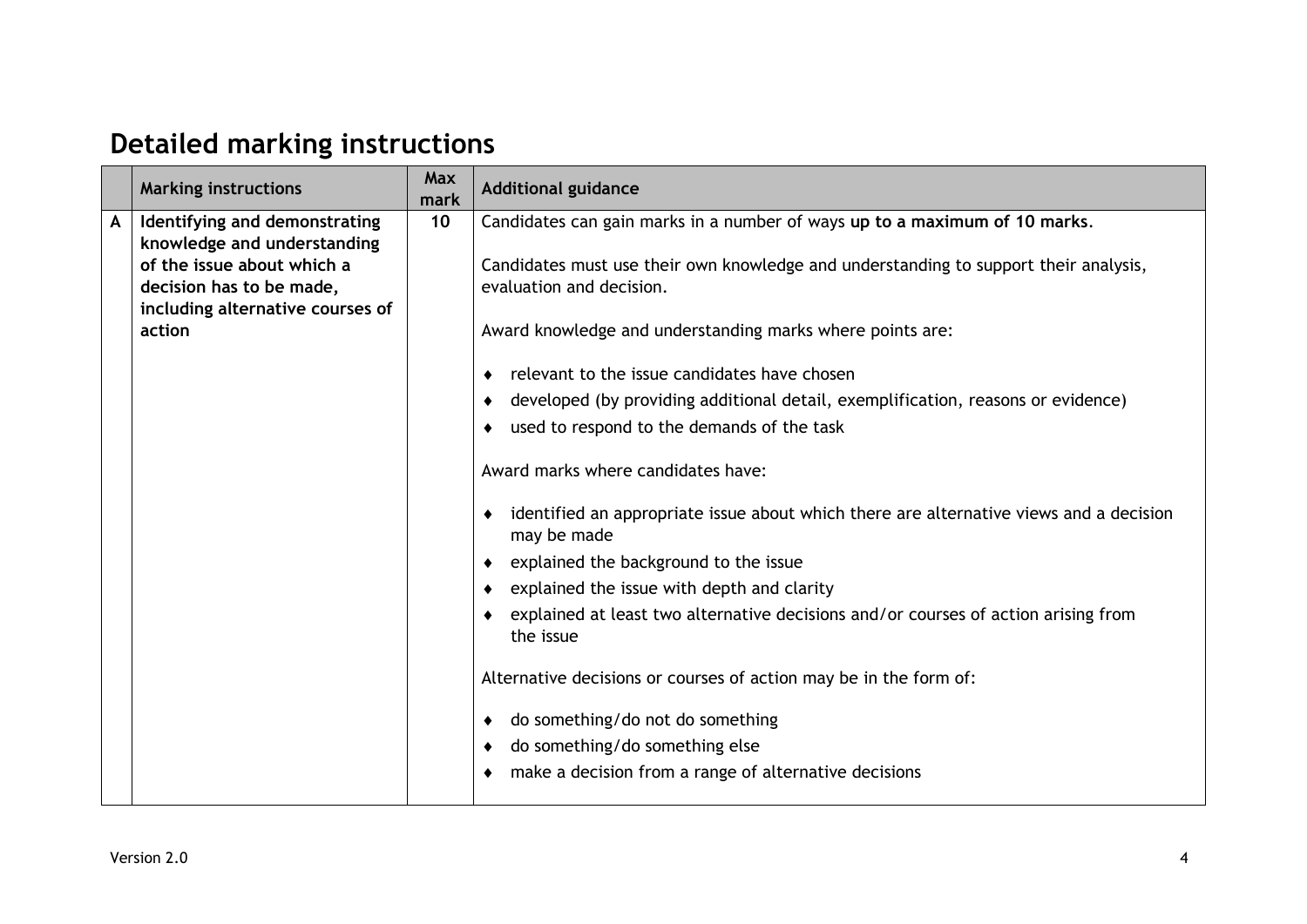## Detailed marking instructions

| | Marking instructions | Max mark | Additional guidance |
|---|---|---|---|
| A | **Identifying and demonstrating knowledge and understanding of the issue about which a decision has to be made, including alternative courses of action** | 10 | Candidates can gain marks in a number of ways **up to a maximum of 10 marks**.<br><br>Candidates must use their own knowledge and understanding to support their analysis, evaluation and decision.<br><br>Award knowledge and understanding marks where points are:<br><br>♦ relevant to the issue candidates have chosen<br>♦ developed (by providing additional detail, exemplification, reasons or evidence)<br>♦ used to respond to the demands of the task<br><br>Award marks where candidates have:<br><br>♦ identified an appropriate issue about which there are alternative views and a decision may be made<br>♦ explained the background to the issue<br>♦ explained the issue with depth and clarity<br>♦ explained at least two alternative decisions and/or courses of action arising from the issue<br><br>Alternative decisions or courses of action may be in the form of:<br><br>♦ do something/do not do something<br>♦ do something/do something else<br>♦ make a decision from a range of alternative decisions |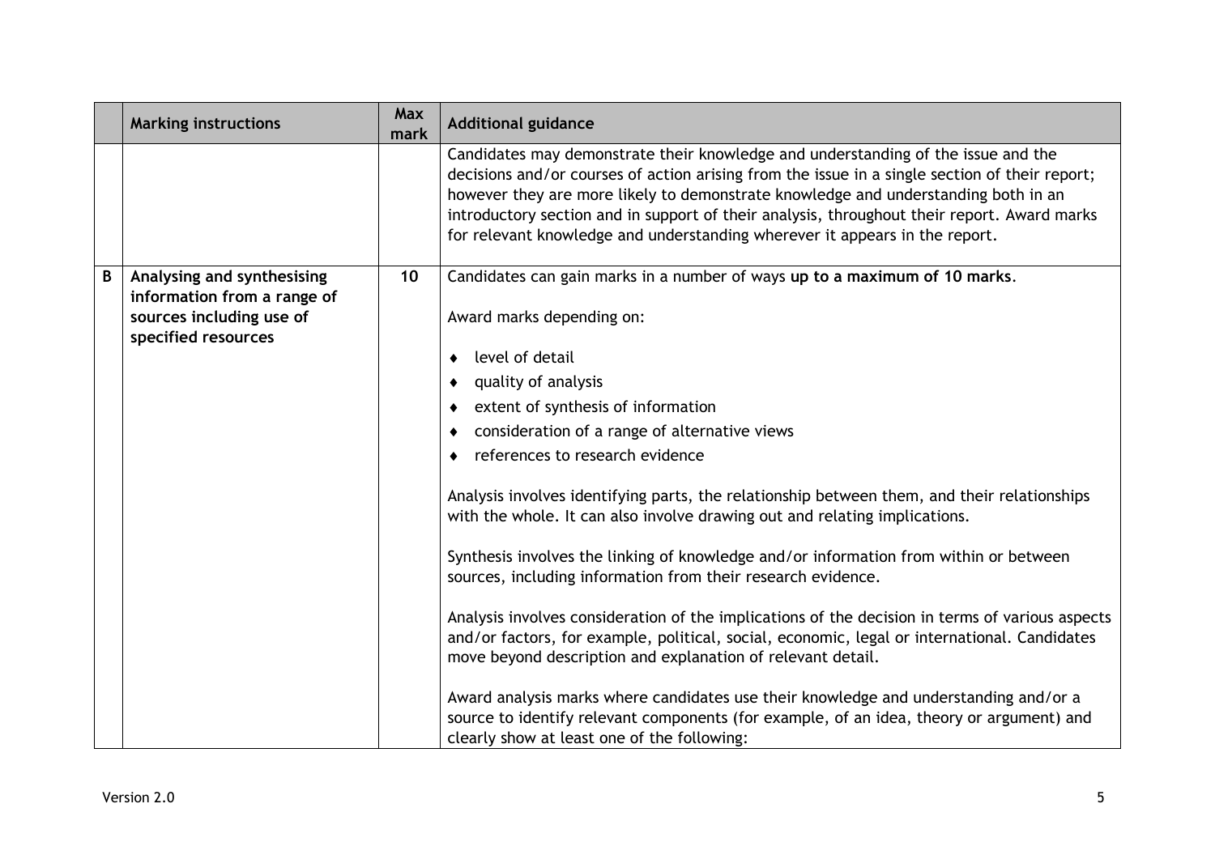| | Marking instructions | Max mark | Additional guidance |
|---|---|---|---|
| | | | Candidates may demonstrate their knowledge and understanding of the issue and the decisions and/or courses of action arising from the issue in a single section of their report; however they are more likely to demonstrate knowledge and understanding both in an introductory section and in support of their analysis, throughout their report. Award marks for relevant knowledge and understanding wherever it appears in the report. |
| **B** | **Analysing and synthesising information from a range of sources including use of specified resources** | **10** | Candidates can gain marks in a number of ways **up to a maximum of 10 marks**.<br><br>Award marks depending on:<br><br>♦ level of detail<br>♦ quality of analysis<br>♦ extent of synthesis of information<br>♦ consideration of a range of alternative views<br>♦ references to research evidence<br><br>Analysis involves identifying parts, the relationship between them, and their relationships with the whole. It can also involve drawing out and relating implications.<br><br>Synthesis involves the linking of knowledge and/or information from within or between sources, including information from their research evidence.<br><br>Analysis involves consideration of the implications of the decision in terms of various aspects and/or factors, for example, political, social, economic, legal or international. Candidates move beyond description and explanation of relevant detail.<br><br>Award analysis marks where candidates use their knowledge and understanding and/or a source to identify relevant components (for example, of an idea, theory or argument) and clearly show at least one of the following: |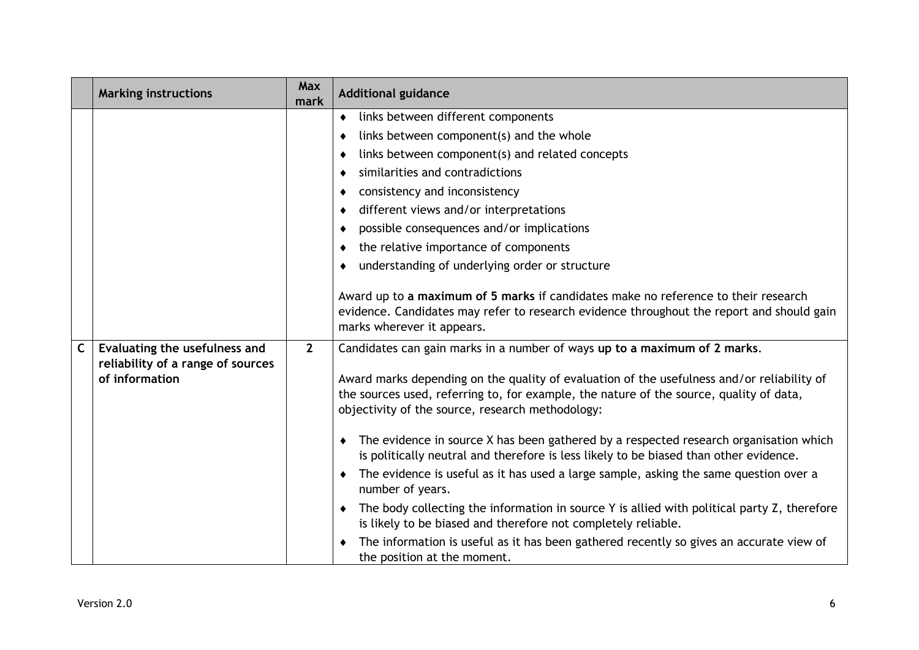| | Marking instructions | Max mark | Additional guidance |
|---|---|---|---|
| | | | ♦ links between different components<br>♦ links between component(s) and the whole<br>♦ links between component(s) and related concepts<br>♦ similarities and contradictions<br>♦ consistency and inconsistency<br>♦ different views and/or interpretations<br>♦ possible consequences and/or implications<br>♦ the relative importance of components<br>♦ understanding of underlying order or structure<br><br>Award up to **a maximum of 5 marks** if candidates make no reference to their research evidence. Candidates may refer to research evidence throughout the report and should gain marks wherever it appears. |
| **C** | **Evaluating the usefulness and reliability of a range of sources of information** | **2** | Candidates can gain marks in a number of ways **up to a maximum of 2 marks**.<br><br>Award marks depending on the quality of evaluation of the usefulness and/or reliability of the sources used, referring to, for example, the nature of the source, quality of data, objectivity of the source, research methodology:<br><br>♦ The evidence in source X has been gathered by a respected research organisation which is politically neutral and therefore is less likely to be biased than other evidence.<br>♦ The evidence is useful as it has used a large sample, asking the same question over a number of years.<br>♦ The body collecting the information in source Y is allied with political party Z, therefore is likely to be biased and therefore not completely reliable.<br>♦ The information is useful as it has been gathered recently so gives an accurate view of the position at the moment. |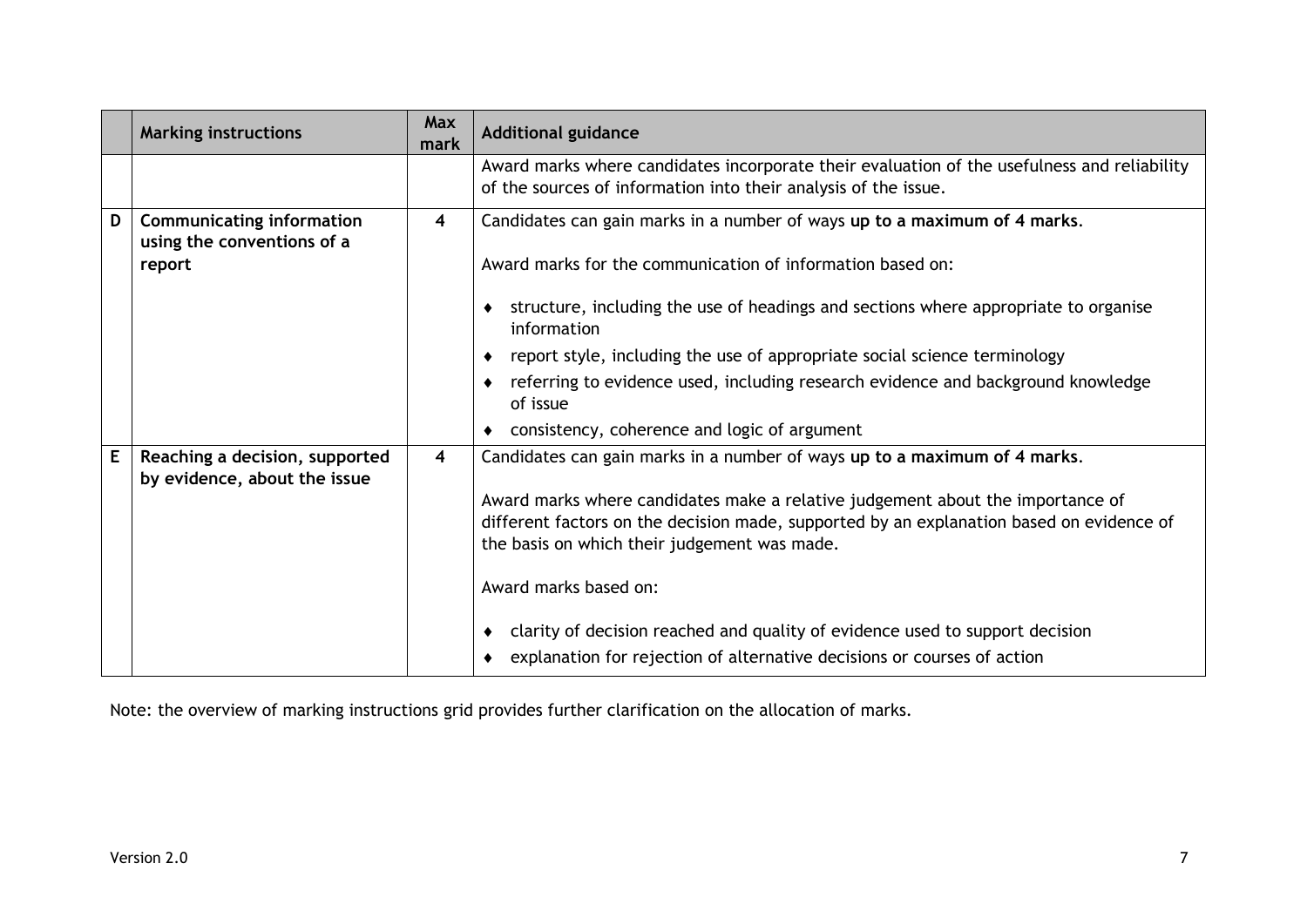| | Marking instructions | Max mark | Additional guidance |
|---|---|---|---|
| | | | Award marks where candidates incorporate their evaluation of the usefulness and reliability of the sources of information into their analysis of the issue. |
| D | **Communicating information using the conventions of a report** | **4** | Candidates can gain marks in a number of ways **up to a maximum of 4 marks**.<br><br>Award marks for the communication of information based on:<br><br>♦ structure, including the use of headings and sections where appropriate to organise information<br>♦ report style, including the use of appropriate social science terminology<br>♦ referring to evidence used, including research evidence and background knowledge of issue<br>♦ consistency, coherence and logic of argument |
| E | **Reaching a decision, supported by evidence, about the issue** | **4** | Candidates can gain marks in a number of ways **up to a maximum of 4 marks**.<br><br>Award marks where candidates make a relative judgement about the importance of different factors on the decision made, supported by an explanation based on evidence of the basis on which their judgement was made.<br><br>Award marks based on:<br><br>♦ clarity of decision reached and quality of evidence used to support decision<br>♦ explanation for rejection of alternative decisions or courses of action |

Note: the overview of marking instructions grid provides further clarification on the allocation of marks.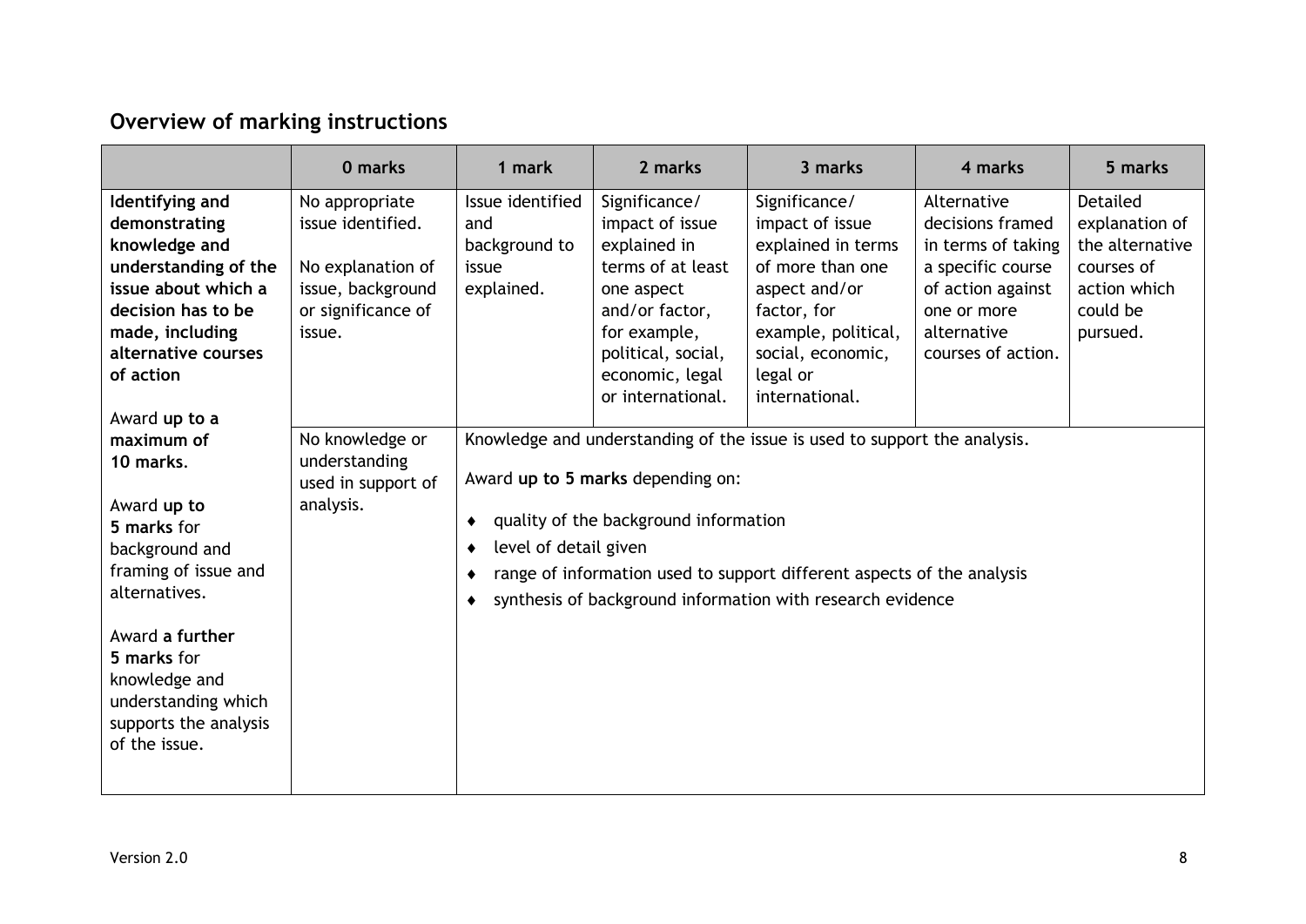## Overview of marking instructions

| | 0 marks | 1 mark | 2 marks | 3 marks | 4 marks | 5 marks |
|---|---|---|---|---|---|---|
| **Identifying and demonstrating knowledge and understanding of the issue about which a decision has to be made, including alternative courses of action**<br><br>Award **up to a maximum of 10 marks**.<br><br>Award **up to 5 marks** for background and framing of issue and alternatives.<br><br>Award **a further 5 marks** for knowledge and understanding which supports the analysis of the issue. | No appropriate issue identified.<br><br>No explanation of issue, background or significance of issue. | Issue identified and background to issue explained. | Significance/ impact of issue explained in terms of at least one aspect and/or factor, for example, political, social, economic, legal or international. | Significance/ impact of issue explained in terms of more than one aspect and/or factor, for example, political, social, economic, legal or international. | Alternative decisions framed in terms of taking a specific course of action against one or more alternative courses of action. | Detailed explanation of the alternative courses of action which could be pursued. |
| | No knowledge or understanding used in support of analysis. | Knowledge and understanding of the issue is used to support the analysis.<br><br>Award **up to 5 marks** depending on:<br><br>♦ quality of the background information<br>♦ level of detail given<br>♦ range of information used to support different aspects of the analysis<br>♦ synthesis of background information with research evidence | | | | |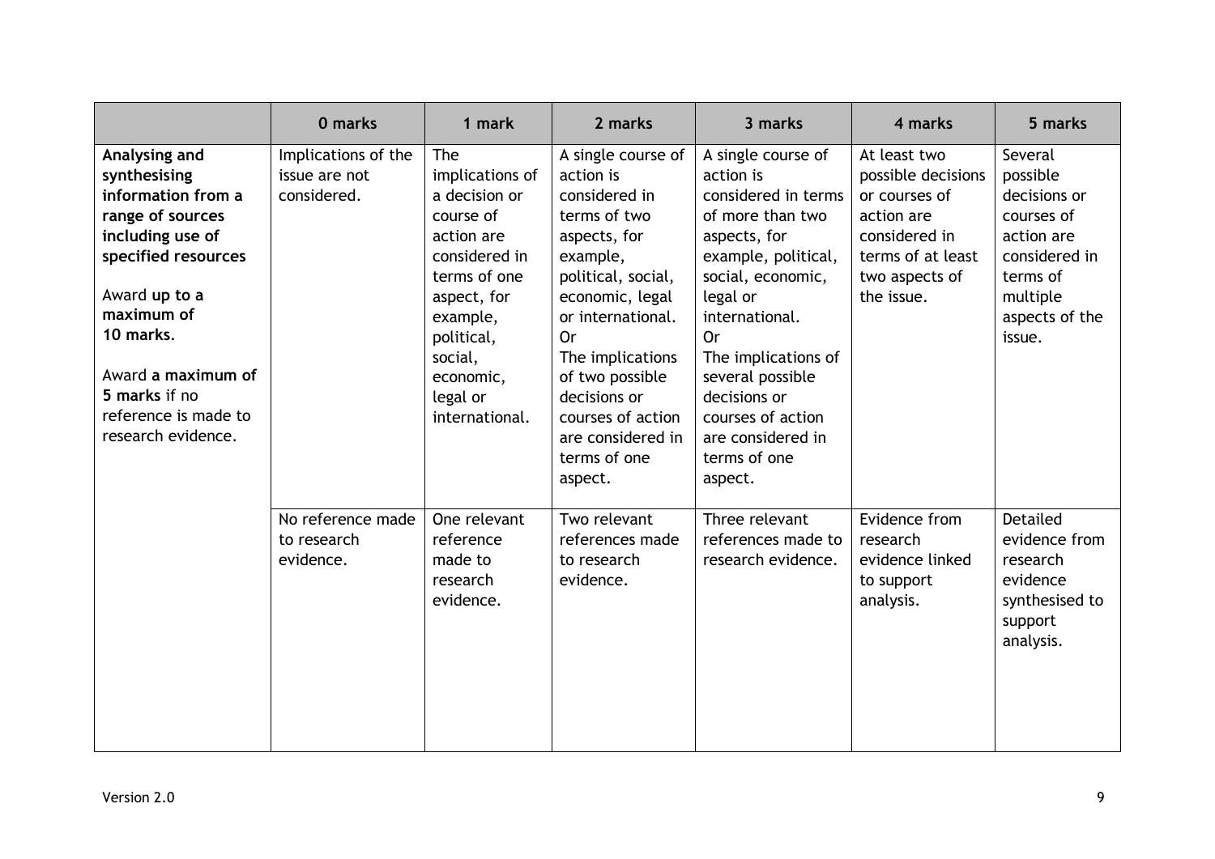| | 0 marks | 1 mark | 2 marks | 3 marks | 4 marks | 5 marks |
|---|---|---|---|---|---|---|
| **Analysing and synthesising information from a range of sources including use of specified resources**<br><br>Award **up to a maximum of 10 marks**.<br><br>Award **a maximum of 5 marks** if no reference is made to research evidence. | Implications of the issue are not considered. | The implications of a decision or course of action are considered in terms of one aspect, for example, political, social, economic, legal or international. | A single course of action is considered in terms of two aspects, for example, political, social, economic, legal or international.<br>Or<br>The implications of two possible decisions or courses of action are considered in terms of one aspect. | A single course of action is considered in terms of more than two aspects, for example, political, social, economic, legal or international.<br>Or<br>The implications of several possible decisions or courses of action are considered in terms of one aspect. | At least two possible decisions or courses of action are considered in terms of at least two aspects of the issue. | Several possible decisions or courses of action are considered in terms of multiple aspects of the issue. |
| | No reference made to research evidence. | One relevant reference made to research evidence. | Two relevant references made to research evidence. | Three relevant references made to research evidence. | Evidence from research evidence linked to support analysis. | Detailed evidence from research evidence synthesised to support analysis. |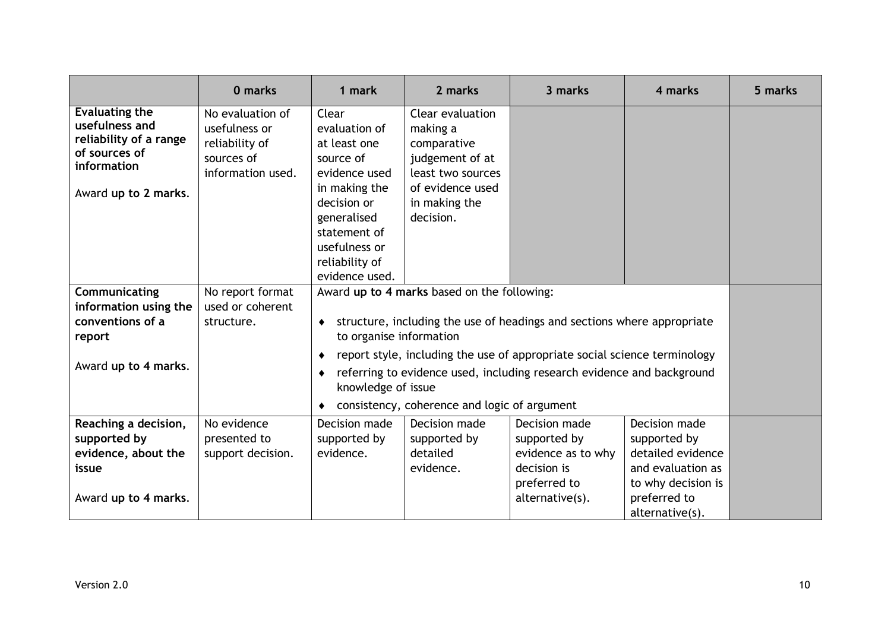| | 0 marks | 1 mark | 2 marks | 3 marks | 4 marks | 5 marks |
|---|---|---|---|---|---|---|
| **Evaluating the usefulness and reliability of a range of sources of information**<br><br>Award **up to 2 marks**. | No evaluation of usefulness or reliability of sources of information used. | Clear evaluation of at least one source of evidence used in making the decision or generalised statement of usefulness or reliability of evidence used. | Clear evaluation making a comparative judgement of at least two sources of evidence used in making the decision. | | | |
| **Communicating information using the conventions of a report**<br><br>Award **up to 4 marks**. | No report format used or coherent structure. | Award **up to 4 marks** based on the following:<br><br>♦ structure, including the use of headings and sections where appropriate to organise information<br>♦ report style, including the use of appropriate social science terminology<br>♦ referring to evidence used, including research evidence and background knowledge of issue<br>♦ consistency, coherence and logic of argument | | | | |
| **Reaching a decision, supported by evidence, about the issue**<br><br>Award **up to 4 marks**. | No evidence presented to support decision. | Decision made supported by evidence. | Decision made supported by detailed evidence. | Decision made supported by evidence as to why decision is preferred to alternative(s). | Decision made supported by detailed evidence and evaluation as to why decision is preferred to alternative(s). | |

Version 2.0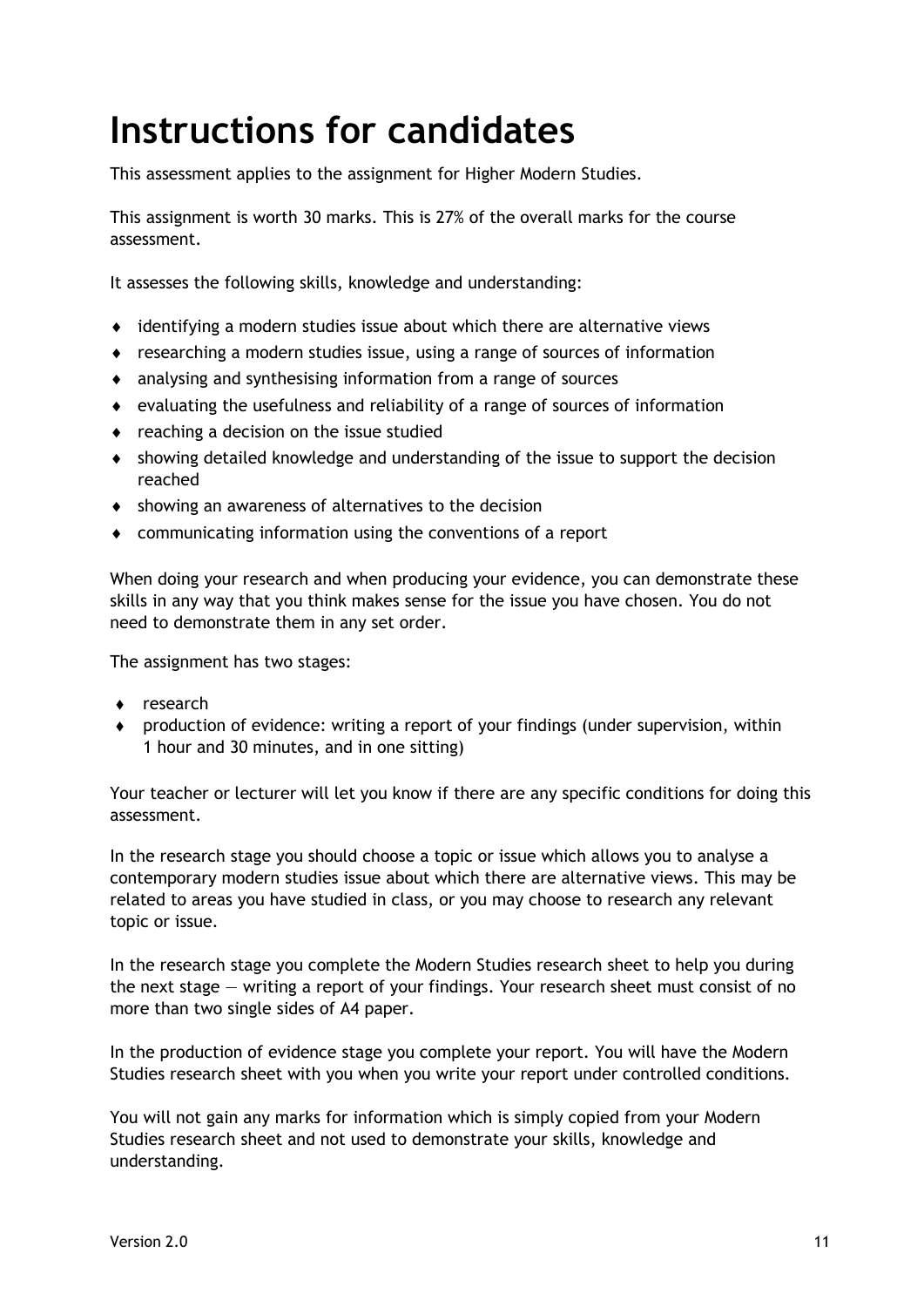# Instructions for candidates

This assessment applies to the assignment for Higher Modern Studies.

This assignment is worth 30 marks. This is 27% of the overall marks for the course assessment.

It assesses the following skills, knowledge and understanding:

- identifying a modern studies issue about which there are alternative views
- researching a modern studies issue, using a range of sources of information
- analysing and synthesising information from a range of sources
- evaluating the usefulness and reliability of a range of sources of information
- reaching a decision on the issue studied
- showing detailed knowledge and understanding of the issue to support the decision reached
- showing an awareness of alternatives to the decision
- communicating information using the conventions of a report

When doing your research and when producing your evidence, you can demonstrate these skills in any way that you think makes sense for the issue you have chosen. You do not need to demonstrate them in any set order.

The assignment has two stages:

- research
- production of evidence: writing a report of your findings (under supervision, within 1 hour and 30 minutes, and in one sitting)

Your teacher or lecturer will let you know if there are any specific conditions for doing this assessment.

In the research stage you should choose a topic or issue which allows you to analyse a contemporary modern studies issue about which there are alternative views. This may be related to areas you have studied in class, or you may choose to research any relevant topic or issue.

In the research stage you complete the Modern Studies research sheet to help you during the next stage — writing a report of your findings. Your research sheet must consist of no more than two single sides of A4 paper.

In the production of evidence stage you complete your report. You will have the Modern Studies research sheet with you when you write your report under controlled conditions.

You will not gain any marks for information which is simply copied from your Modern Studies research sheet and not used to demonstrate your skills, knowledge and understanding.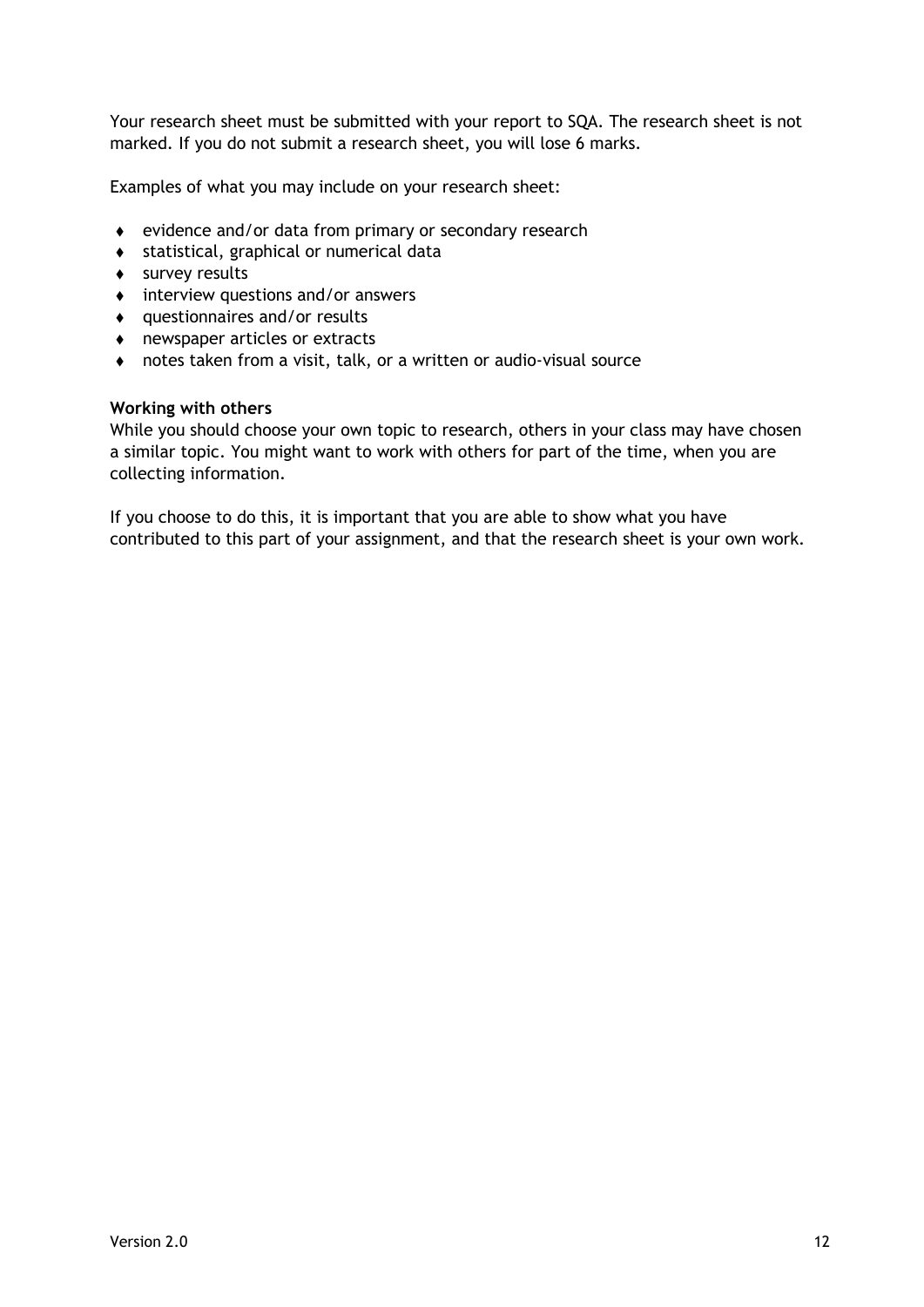Your research sheet must be submitted with your report to SQA. The research sheet is not marked. If you do not submit a research sheet, you will lose 6 marks.

Examples of what you may include on your research sheet:

- evidence and/or data from primary or secondary research
- statistical, graphical or numerical data
- survey results
- interview questions and/or answers
- questionnaires and/or results
- newspaper articles or extracts
- notes taken from a visit, talk, or a written or audio-visual source

**Working with others**

While you should choose your own topic to research, others in your class may have chosen a similar topic. You might want to work with others for part of the time, when you are collecting information.

If you choose to do this, it is important that you are able to show what you have contributed to this part of your assignment, and that the research sheet is your own work.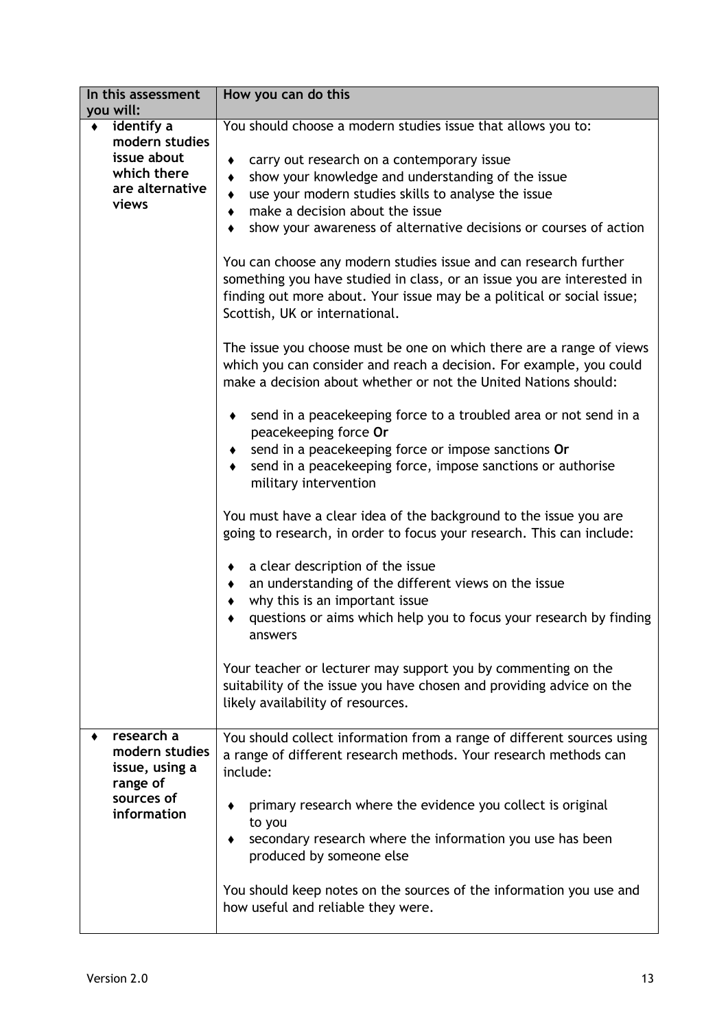| In this assessment you will: | How you can do this |
|---|---|
| ♦ **identify a modern studies issue about which there are alternative views** | You should choose a modern studies issue that allows you to:<br><br>♦ carry out research on a contemporary issue<br>♦ show your knowledge and understanding of the issue<br>♦ use your modern studies skills to analyse the issue<br>♦ make a decision about the issue<br>♦ show your awareness of alternative decisions or courses of action<br><br>You can choose any modern studies issue and can research further something you have studied in class, or an issue you are interested in finding out more about. Your issue may be a political or social issue; Scottish, UK or international.<br><br>The issue you choose must be one on which there are a range of views which you can consider and reach a decision. For example, you could make a decision about whether or not the United Nations should:<br><br>♦ send in a peacekeeping force to a troubled area or not send in a peacekeeping force **Or**<br>♦ send in a peacekeeping force or impose sanctions **Or**<br>♦ send in a peacekeeping force, impose sanctions or authorise military intervention<br><br>You must have a clear idea of the background to the issue you are going to research, in order to focus your research. This can include:<br><br>♦ a clear description of the issue<br>♦ an understanding of the different views on the issue<br>♦ why this is an important issue<br>♦ questions or aims which help you to focus your research by finding answers<br><br>Your teacher or lecturer may support you by commenting on the suitability of the issue you have chosen and providing advice on the likely availability of resources. |
| ♦ **research a modern studies issue, using a range of sources of information** | You should collect information from a range of different sources using a range of different research methods. Your research methods can include:<br><br>♦ primary research where the evidence you collect is original to you<br>♦ secondary research where the information you use has been produced by someone else<br><br>You should keep notes on the sources of the information you use and how useful and reliable they were. |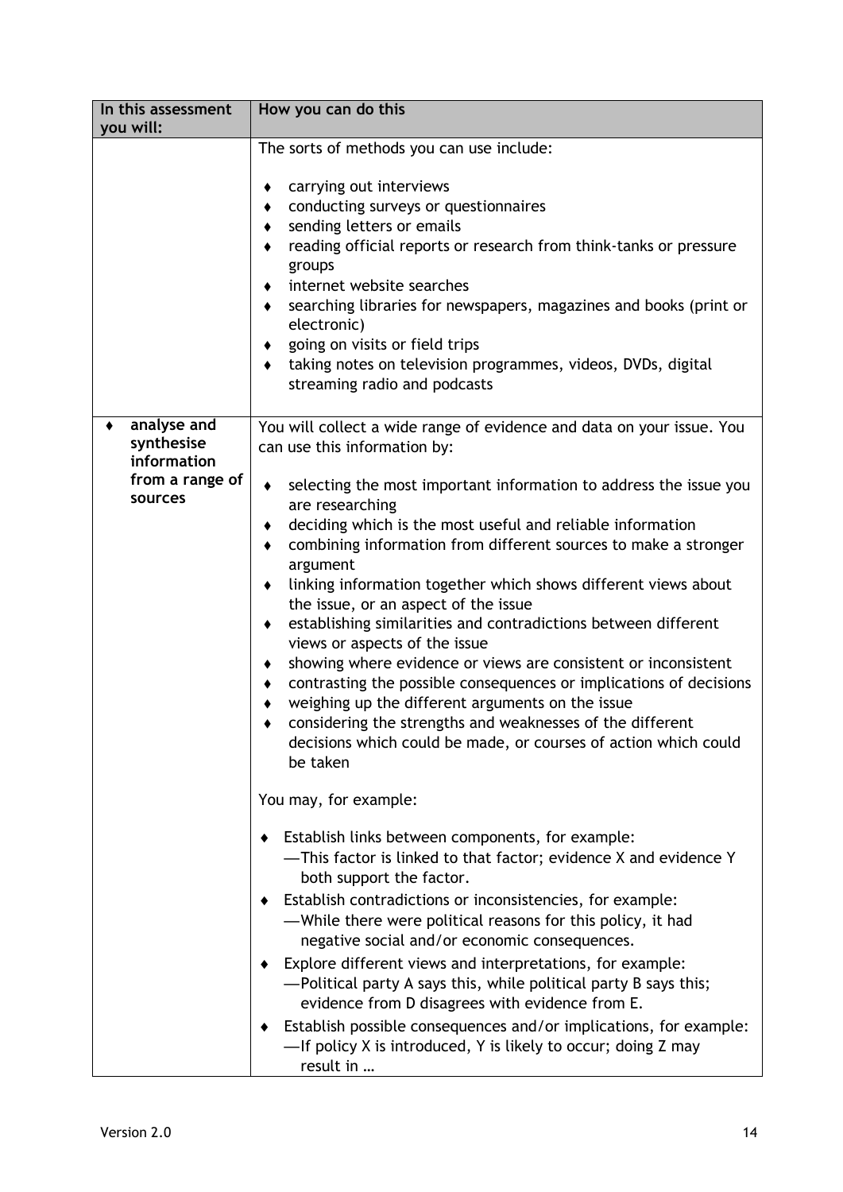| In this assessment you will: | How you can do this |
|---|---|
| | The sorts of methods you can use include:<br><br>♦ carrying out interviews<br>♦ conducting surveys or questionnaires<br>♦ sending letters or emails<br>♦ reading official reports or research from think-tanks or pressure groups<br>♦ internet website searches<br>♦ searching libraries for newspapers, magazines and books (print or electronic)<br>♦ going on visits or field trips<br>♦ taking notes on television programmes, videos, DVDs, digital streaming radio and podcasts |
| ♦ **analyse and synthesise information from a range of sources** | You will collect a wide range of evidence and data on your issue. You can use this information by:<br><br>♦ selecting the most important information to address the issue you are researching<br>♦ deciding which is the most useful and reliable information<br>♦ combining information from different sources to make a stronger argument<br>♦ linking information together which shows different views about the issue, or an aspect of the issue<br>♦ establishing similarities and contradictions between different views or aspects of the issue<br>♦ showing where evidence or views are consistent or inconsistent<br>♦ contrasting the possible consequences or implications of decisions<br>♦ weighing up the different arguments on the issue<br>♦ considering the strengths and weaknesses of the different decisions which could be made, or courses of action which could be taken<br><br>You may, for example:<br><br>♦ Establish links between components, for example:<br>— This factor is linked to that factor; evidence X and evidence Y both support the factor.<br>♦ Establish contradictions or inconsistencies, for example:<br>— While there were political reasons for this policy, it had negative social and/or economic consequences.<br>♦ Explore different views and interpretations, for example:<br>— Political party A says this, while political party B says this; evidence from D disagrees with evidence from E.<br>♦ Establish possible consequences and/or implications, for example:<br>— If policy X is introduced, Y is likely to occur; doing Z may result in … |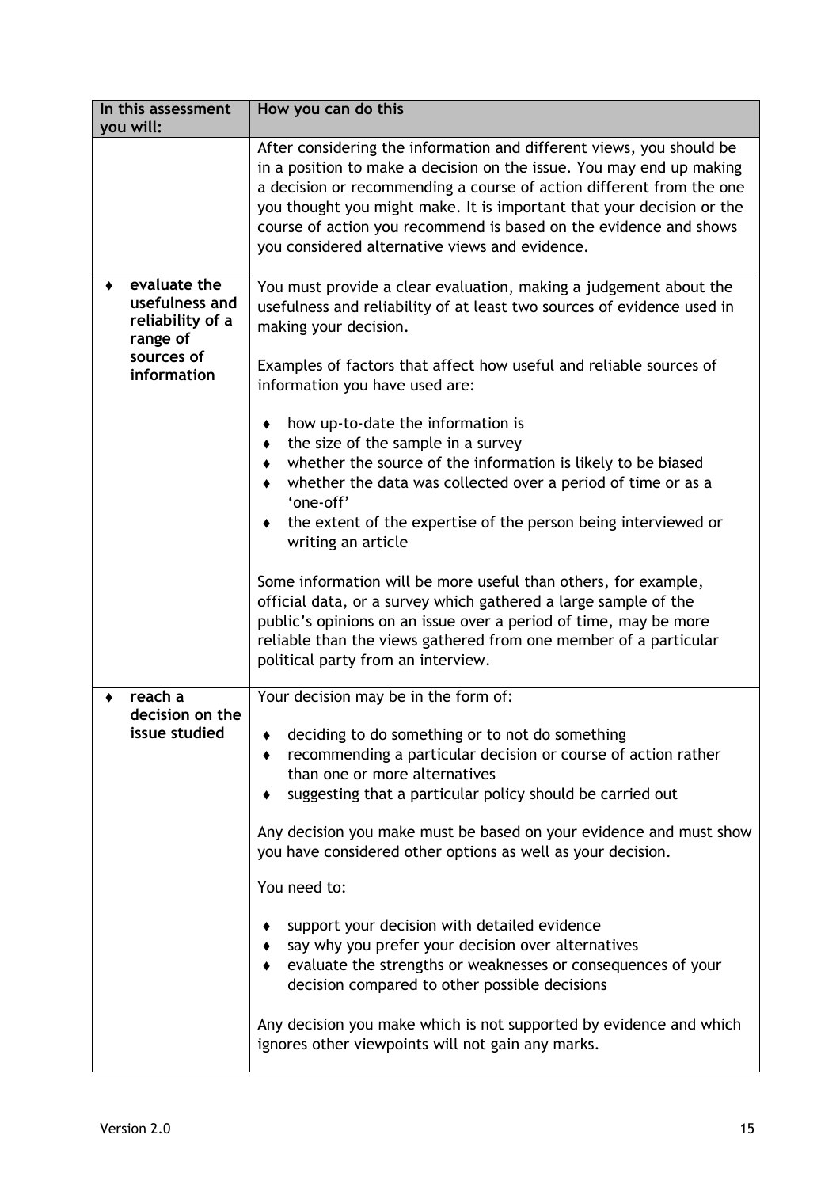| In this assessment you will: | How you can do this |
|---|---|
| | After considering the information and different views, you should be in a position to make a decision on the issue. You may end up making a decision or recommending a course of action different from the one you thought you might make. It is important that your decision or the course of action you recommend is based on the evidence and shows you considered alternative views and evidence. |
| ♦ **evaluate the usefulness and reliability of a range of sources of information** | You must provide a clear evaluation, making a judgement about the usefulness and reliability of at least two sources of evidence used in making your decision.<br><br>Examples of factors that affect how useful and reliable sources of information you have used are:<br><br>♦ how up-to-date the information is<br>♦ the size of the sample in a survey<br>♦ whether the source of the information is likely to be biased<br>♦ whether the data was collected over a period of time or as a 'one-off'<br>♦ the extent of the expertise of the person being interviewed or writing an article<br><br>Some information will be more useful than others, for example, official data, or a survey which gathered a large sample of the public's opinions on an issue over a period of time, may be more reliable than the views gathered from one member of a particular political party from an interview. |
| ♦ **reach a decision on the issue studied** | Your decision may be in the form of:<br><br>♦ deciding to do something or to not do something<br>♦ recommending a particular decision or course of action rather than one or more alternatives<br>♦ suggesting that a particular policy should be carried out<br><br>Any decision you make must be based on your evidence and must show you have considered other options as well as your decision.<br><br>You need to:<br><br>♦ support your decision with detailed evidence<br>♦ say why you prefer your decision over alternatives<br>♦ evaluate the strengths or weaknesses or consequences of your decision compared to other possible decisions<br><br>Any decision you make which is not supported by evidence and which ignores other viewpoints will not gain any marks. |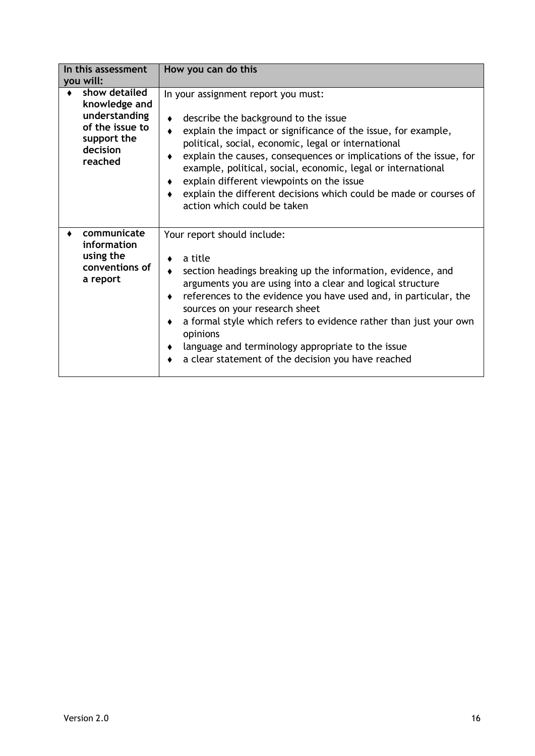| In this assessment you will: | How you can do this |
|---|---|
| ♦ **show detailed knowledge and understanding of the issue to support the decision reached** | In your assignment report you must:<br><br>♦ describe the background to the issue<br>♦ explain the impact or significance of the issue, for example, political, social, economic, legal or international<br>♦ explain the causes, consequences or implications of the issue, for example, political, social, economic, legal or international<br>♦ explain different viewpoints on the issue<br>♦ explain the different decisions which could be made or courses of action which could be taken |
| ♦ **communicate information using the conventions of a report** | Your report should include:<br><br>♦ a title<br>♦ section headings breaking up the information, evidence, and arguments you are using into a clear and logical structure<br>♦ references to the evidence you have used and, in particular, the sources on your research sheet<br>♦ a formal style which refers to evidence rather than just your own opinions<br>♦ language and terminology appropriate to the issue<br>♦ a clear statement of the decision you have reached |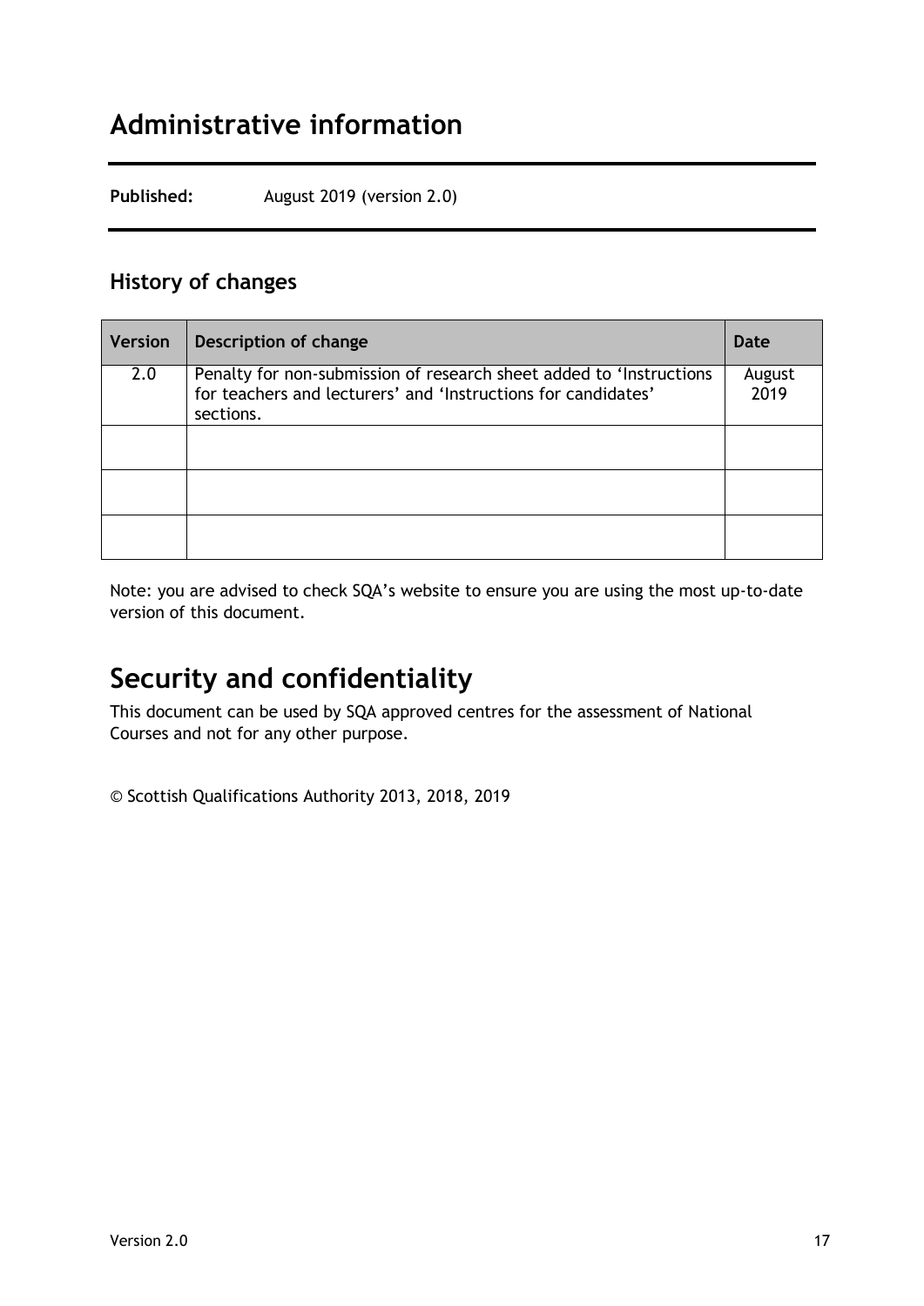# Administrative information

**Published:** August 2019 (version 2.0)

## History of changes

| Version | Description of change | Date |
|---|---|---|
| 2.0 | Penalty for non-submission of research sheet added to 'Instructions for teachers and lecturers' and 'Instructions for candidates' sections. | August 2019 |
| | | |
| | | |
| | | |

Note: you are advised to check SQA's website to ensure you are using the most up-to-date version of this document.

# Security and confidentiality

This document can be used by SQA approved centres for the assessment of National Courses and not for any other purpose.

© Scottish Qualifications Authority 2013, 2018, 2019